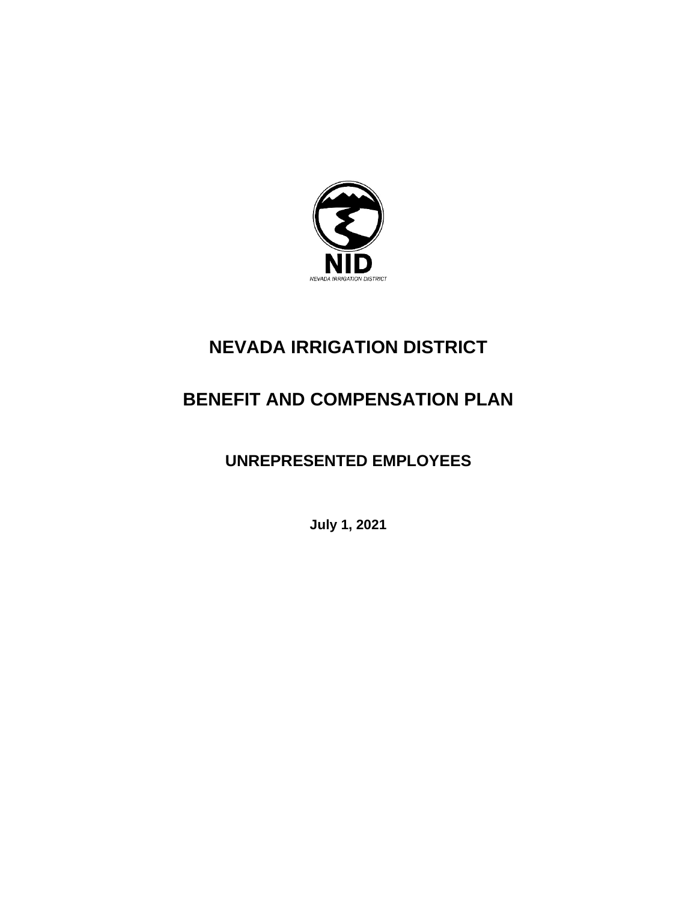NID

NEVADA IRRIGATION DISTRICT

# NEVADA IRRIGATION DISTRICT

# BENEFIT AND COMPENSATION PLAN

## UNREPRESENTED EMPLOYEES

**July 1, 2021**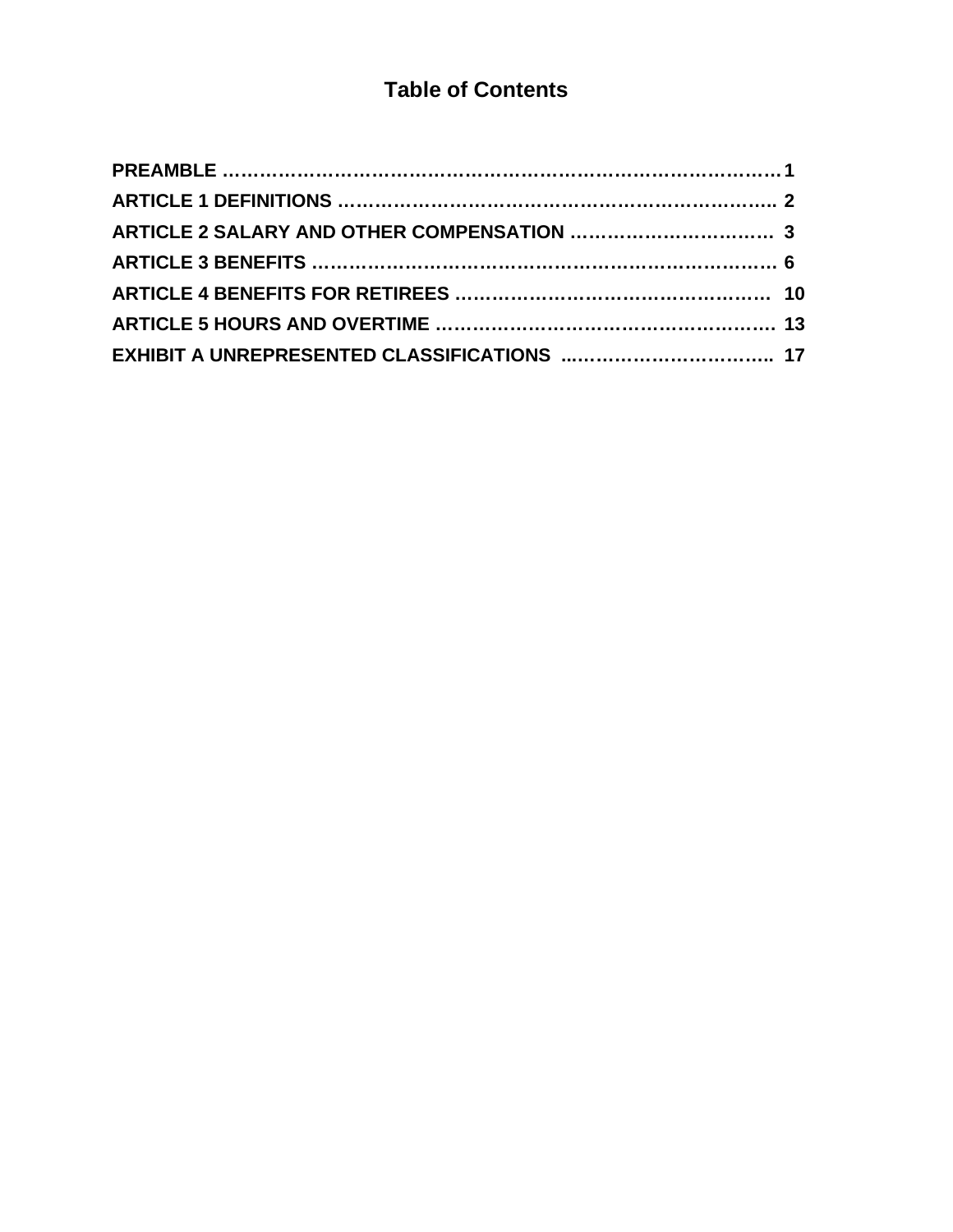# Table of Contents

**PREAMBLE ……………………………………………………………………………… 1**

**ARTICLE 1 DEFINITIONS ……………………………………………………………… 2**

**ARTICLE 2 SALARY AND OTHER COMPENSATION …………………………… 3**

**ARTICLE 3 BENEFITS …………………………………………………………………… 6**

**ARTICLE 4 BENEFITS FOR RETIREES …………………………………………… 10**

**ARTICLE 5 HOURS AND OVERTIME ………………………………………………… 13**

**EXHIBIT A UNREPRESENTED CLASSIFICATIONS ……………………………… 17**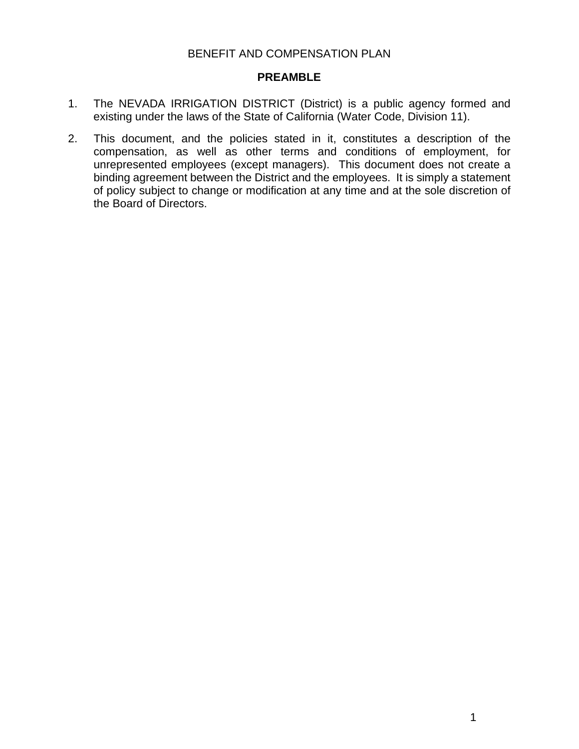BENEFIT AND COMPENSATION PLAN

## PREAMBLE

1. The NEVADA IRRIGATION DISTRICT (District) is a public agency formed and existing under the laws of the State of California (Water Code, Division 11).

2. This document, and the policies stated in it, constitutes a description of the compensation, as well as other terms and conditions of employment, for unrepresented employees (except managers). This document does not create a binding agreement between the District and the employees. It is simply a statement of policy subject to change or modification at any time and at the sole discretion of the Board of Directors.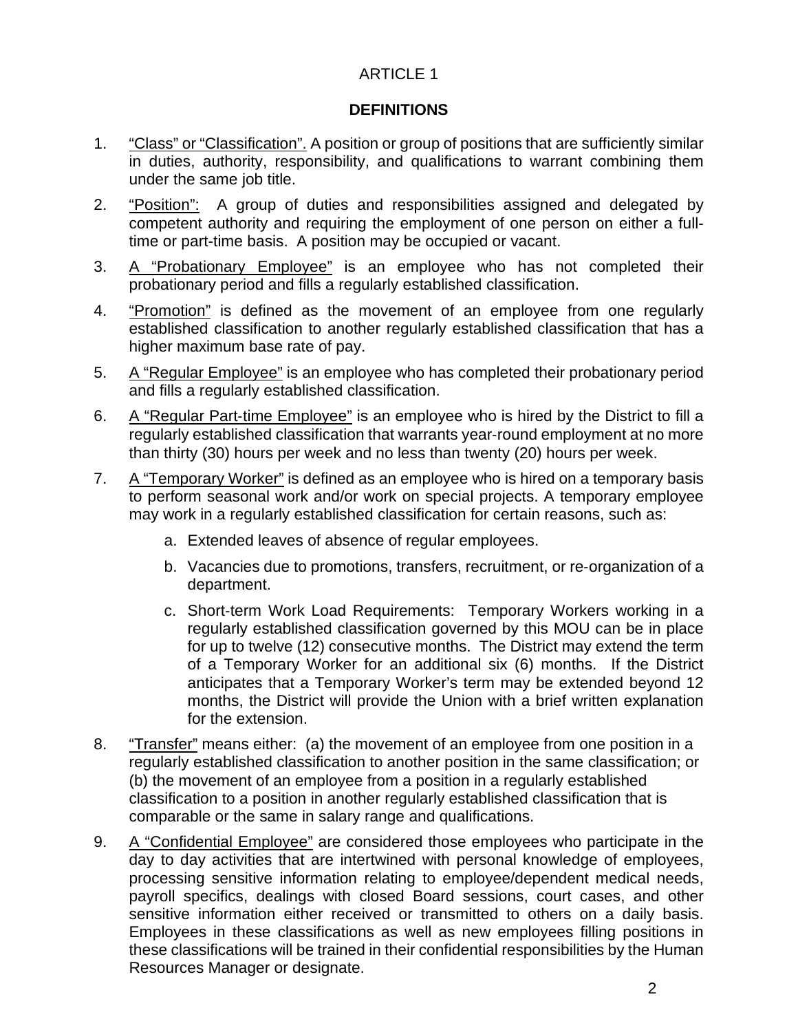# ARTICLE 1

## DEFINITIONS

1. <u>"Class" or "Classification".</u> A position or group of positions that are sufficiently similar in duties, authority, responsibility, and qualifications to warrant combining them under the same job title.

2. <u>"Position":</u> A group of duties and responsibilities assigned and delegated by competent authority and requiring the employment of one person on either a full-time or part-time basis. A position may be occupied or vacant.

3. <u>A "Probationary Employee"</u> is an employee who has not completed their probationary period and fills a regularly established classification.

4. <u>"Promotion"</u> is defined as the movement of an employee from one regularly established classification to another regularly established classification that has a higher maximum base rate of pay.

5. <u>A "Regular Employee"</u> is an employee who has completed their probationary period and fills a regularly established classification.

6. <u>A "Regular Part-time Employee"</u> is an employee who is hired by the District to fill a regularly established classification that warrants year-round employment at no more than thirty (30) hours per week and no less than twenty (20) hours per week.

7. <u>A "Temporary Worker"</u> is defined as an employee who is hired on a temporary basis to perform seasonal work and/or work on special projects. A temporary employee may work in a regularly established classification for certain reasons, such as:

    a. Extended leaves of absence of regular employees.

    b. Vacancies due to promotions, transfers, recruitment, or re-organization of a department.

    c. Short-term Work Load Requirements: Temporary Workers working in a regularly established classification governed by this MOU can be in place for up to twelve (12) consecutive months. The District may extend the term of a Temporary Worker for an additional six (6) months. If the District anticipates that a Temporary Worker's term may be extended beyond 12 months, the District will provide the Union with a brief written explanation for the extension.

8. <u>"Transfer"</u> means either: (a) the movement of an employee from one position in a regularly established classification to another position in the same classification; or (b) the movement of an employee from a position in a regularly established classification to a position in another regularly established classification that is comparable or the same in salary range and qualifications.

9. <u>A "Confidential Employee"</u> are considered those employees who participate in the day to day activities that are intertwined with personal knowledge of employees, processing sensitive information relating to employee/dependent medical needs, payroll specifics, dealings with closed Board sessions, court cases, and other sensitive information either received or transmitted to others on a daily basis. Employees in these classifications as well as new employees filling positions in these classifications will be trained in their confidential responsibilities by the Human Resources Manager or designate.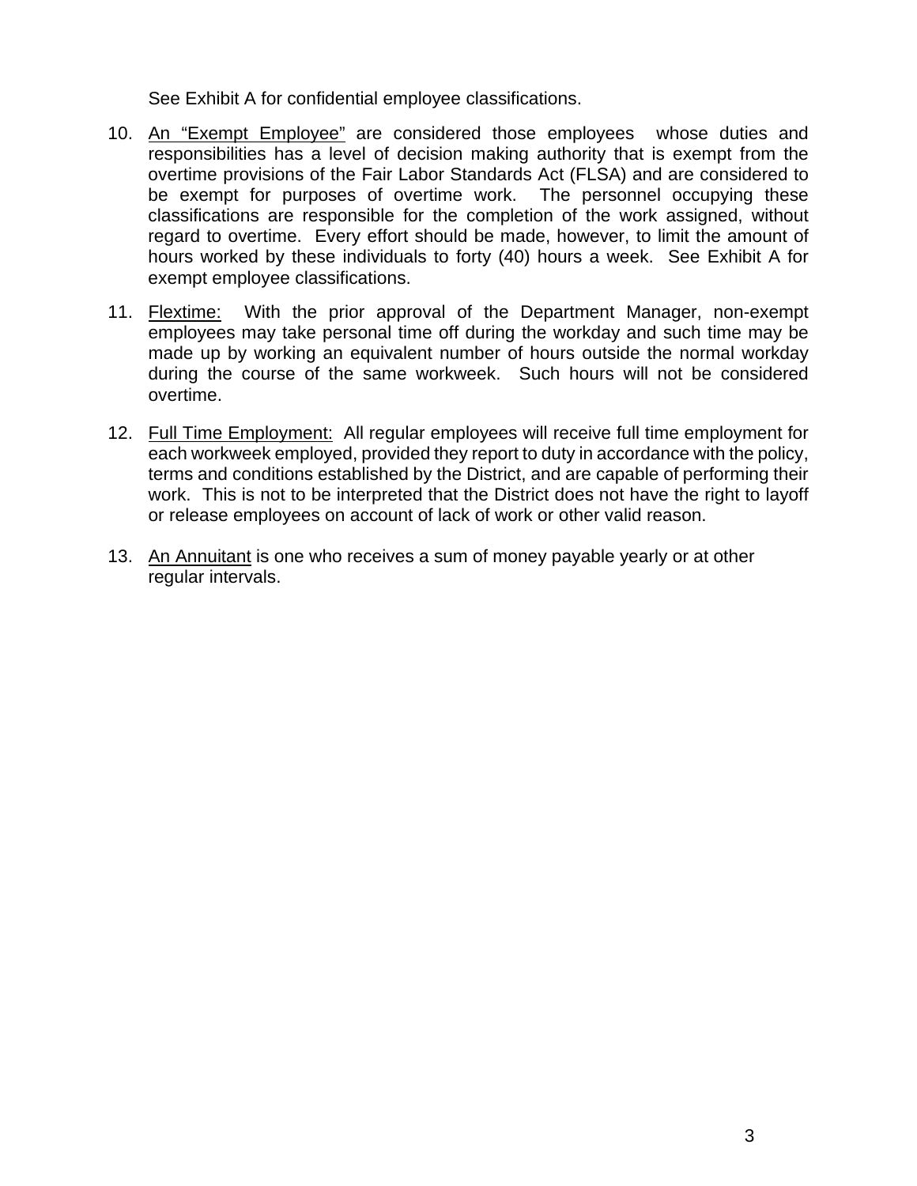See Exhibit A for confidential employee classifications.

10. An "Exempt Employee" are considered those employees whose duties and responsibilities has a level of decision making authority that is exempt from the overtime provisions of the Fair Labor Standards Act (FLSA) and are considered to be exempt for purposes of overtime work. The personnel occupying these classifications are responsible for the completion of the work assigned, without regard to overtime. Every effort should be made, however, to limit the amount of hours worked by these individuals to forty (40) hours a week. See Exhibit A for exempt employee classifications.

11. Flextime: With the prior approval of the Department Manager, non-exempt employees may take personal time off during the workday and such time may be made up by working an equivalent number of hours outside the normal workday during the course of the same workweek. Such hours will not be considered overtime.

12. Full Time Employment: All regular employees will receive full time employment for each workweek employed, provided they report to duty in accordance with the policy, terms and conditions established by the District, and are capable of performing their work. This is not to be interpreted that the District does not have the right to layoff or release employees on account of lack of work or other valid reason.

13. An Annuitant is one who receives a sum of money payable yearly or at other regular intervals.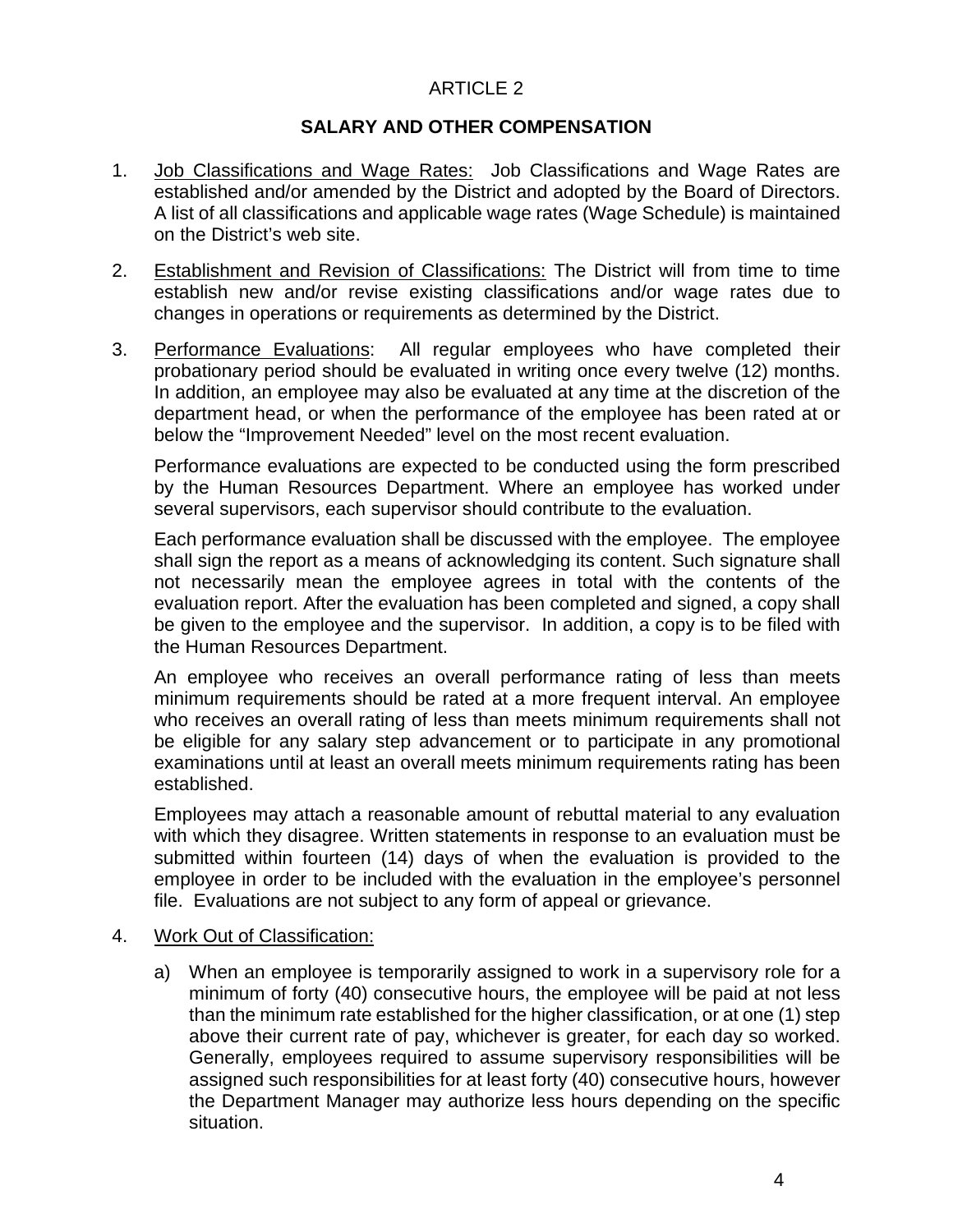# ARTICLE 2

## SALARY AND OTHER COMPENSATION

1. Job Classifications and Wage Rates: Job Classifications and Wage Rates are established and/or amended by the District and adopted by the Board of Directors. A list of all classifications and applicable wage rates (Wage Schedule) is maintained on the District's web site.

2. Establishment and Revision of Classifications: The District will from time to time establish new and/or revise existing classifications and/or wage rates due to changes in operations or requirements as determined by the District.

3. Performance Evaluations: All regular employees who have completed their probationary period should be evaluated in writing once every twelve (12) months. In addition, an employee may also be evaluated at any time at the discretion of the department head, or when the performance of the employee has been rated at or below the "Improvement Needed" level on the most recent evaluation.

   Performance evaluations are expected to be conducted using the form prescribed by the Human Resources Department. Where an employee has worked under several supervisors, each supervisor should contribute to the evaluation.

   Each performance evaluation shall be discussed with the employee. The employee shall sign the report as a means of acknowledging its content. Such signature shall not necessarily mean the employee agrees in total with the contents of the evaluation report. After the evaluation has been completed and signed, a copy shall be given to the employee and the supervisor. In addition, a copy is to be filed with the Human Resources Department.

   An employee who receives an overall performance rating of less than meets minimum requirements should be rated at a more frequent interval. An employee who receives an overall rating of less than meets minimum requirements shall not be eligible for any salary step advancement or to participate in any promotional examinations until at least an overall meets minimum requirements rating has been established.

   Employees may attach a reasonable amount of rebuttal material to any evaluation with which they disagree. Written statements in response to an evaluation must be submitted within fourteen (14) days of when the evaluation is provided to the employee in order to be included with the evaluation in the employee's personnel file. Evaluations are not subject to any form of appeal or grievance.

4. Work Out of Classification:

   a) When an employee is temporarily assigned to work in a supervisory role for a minimum of forty (40) consecutive hours, the employee will be paid at not less than the minimum rate established for the higher classification, or at one (1) step above their current rate of pay, whichever is greater, for each day so worked. Generally, employees required to assume supervisory responsibilities will be assigned such responsibilities for at least forty (40) consecutive hours, however the Department Manager may authorize less hours depending on the specific situation.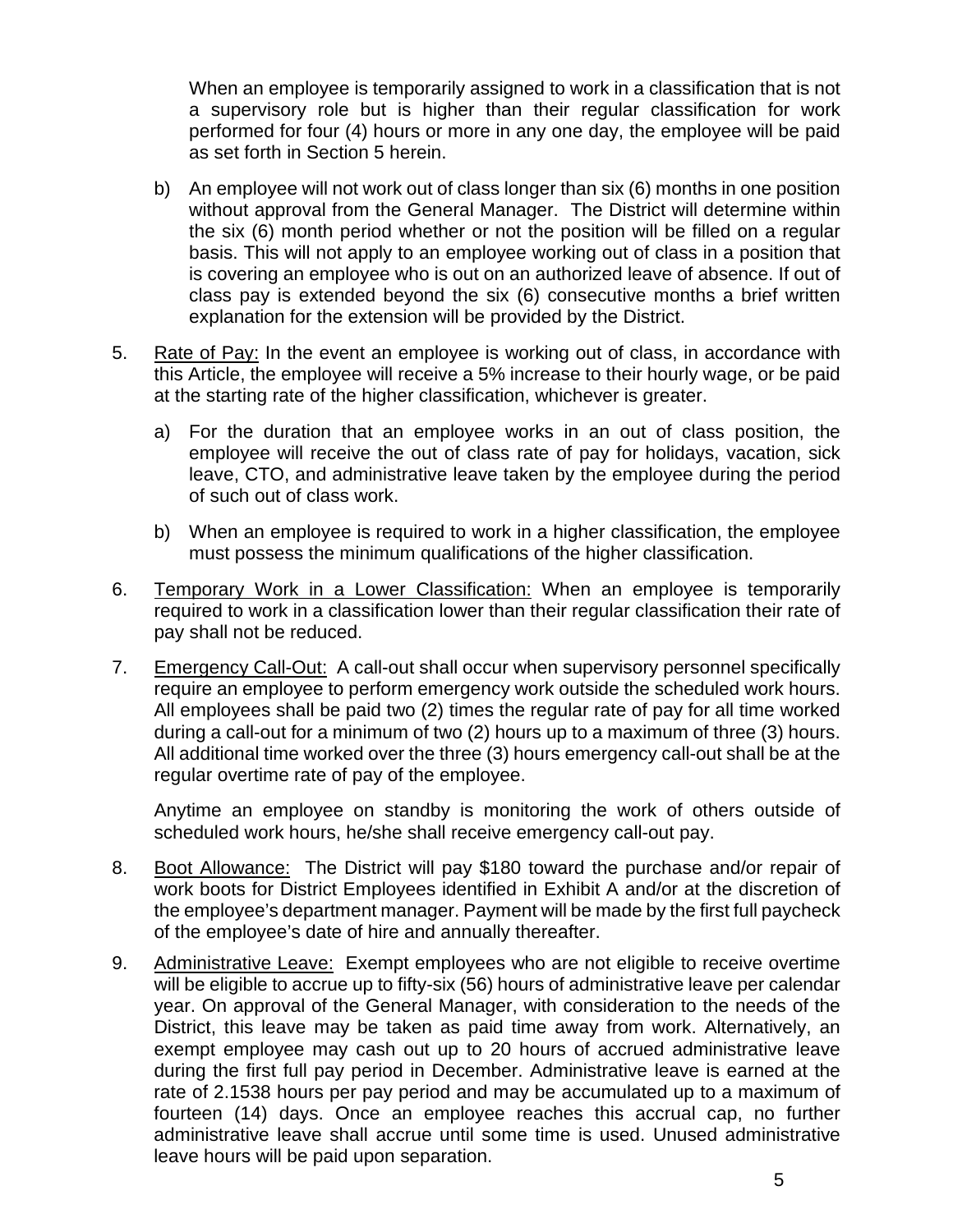When an employee is temporarily assigned to work in a classification that is not a supervisory role but is higher than their regular classification for work performed for four (4) hours or more in any one day, the employee will be paid as set forth in Section 5 herein.

b) An employee will not work out of class longer than six (6) months in one position without approval from the General Manager. The District will determine within the six (6) month period whether or not the position will be filled on a regular basis. This will not apply to an employee working out of class in a position that is covering an employee who is out on an authorized leave of absence. If out of class pay is extended beyond the six (6) consecutive months a brief written explanation for the extension will be provided by the District.

5. Rate of Pay: In the event an employee is working out of class, in accordance with this Article, the employee will receive a 5% increase to their hourly wage, or be paid at the starting rate of the higher classification, whichever is greater.

   a) For the duration that an employee works in an out of class position, the employee will receive the out of class rate of pay for holidays, vacation, sick leave, CTO, and administrative leave taken by the employee during the period of such out of class work.

   b) When an employee is required to work in a higher classification, the employee must possess the minimum qualifications of the higher classification.

6. Temporary Work in a Lower Classification: When an employee is temporarily required to work in a classification lower than their regular classification their rate of pay shall not be reduced.

7. Emergency Call-Out: A call-out shall occur when supervisory personnel specifically require an employee to perform emergency work outside the scheduled work hours. All employees shall be paid two (2) times the regular rate of pay for all time worked during a call-out for a minimum of two (2) hours up to a maximum of three (3) hours. All additional time worked over the three (3) hours emergency call-out shall be at the regular overtime rate of pay of the employee.

   Anytime an employee on standby is monitoring the work of others outside of scheduled work hours, he/she shall receive emergency call-out pay.

8. Boot Allowance: The District will pay $180 toward the purchase and/or repair of work boots for District Employees identified in Exhibit A and/or at the discretion of the employee's department manager. Payment will be made by the first full paycheck of the employee's date of hire and annually thereafter.

9. Administrative Leave: Exempt employees who are not eligible to receive overtime will be eligible to accrue up to fifty-six (56) hours of administrative leave per calendar year. On approval of the General Manager, with consideration to the needs of the District, this leave may be taken as paid time away from work. Alternatively, an exempt employee may cash out up to 20 hours of accrued administrative leave during the first full pay period in December. Administrative leave is earned at the rate of 2.1538 hours per pay period and may be accumulated up to a maximum of fourteen (14) days. Once an employee reaches this accrual cap, no further administrative leave shall accrue until some time is used. Unused administrative leave hours will be paid upon separation.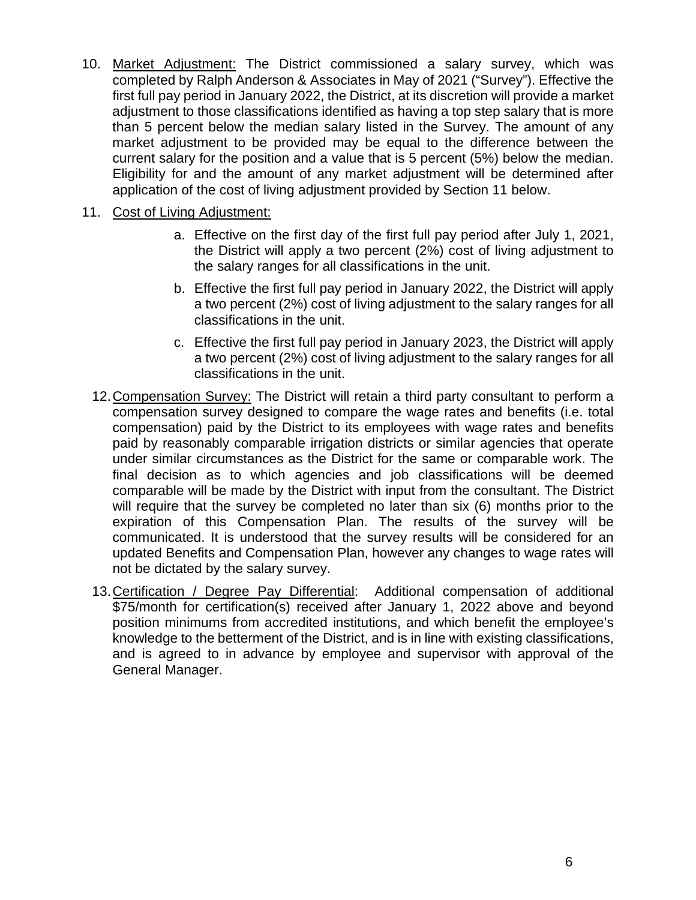10. <u>Market Adjustment:</u> The District commissioned a salary survey, which was completed by Ralph Anderson & Associates in May of 2021 ("Survey"). Effective the first full pay period in January 2022, the District, at its discretion will provide a market adjustment to those classifications identified as having a top step salary that is more than 5 percent below the median salary listed in the Survey. The amount of any market adjustment to be provided may be equal to the difference between the current salary for the position and a value that is 5 percent (5%) below the median. Eligibility for and the amount of any market adjustment will be determined after application of the cost of living adjustment provided by Section 11 below.

11. <u>Cost of Living Adjustment:</u>

    a. Effective on the first day of the first full pay period after July 1, 2021, the District will apply a two percent (2%) cost of living adjustment to the salary ranges for all classifications in the unit.

    b. Effective the first full pay period in January 2022, the District will apply a two percent (2%) cost of living adjustment to the salary ranges for all classifications in the unit.

    c. Effective the first full pay period in January 2023, the District will apply a two percent (2%) cost of living adjustment to the salary ranges for all classifications in the unit.

12. <u>Compensation Survey:</u> The District will retain a third party consultant to perform a compensation survey designed to compare the wage rates and benefits (i.e. total compensation) paid by the District to its employees with wage rates and benefits paid by reasonably comparable irrigation districts or similar agencies that operate under similar circumstances as the District for the same or comparable work. The final decision as to which agencies and job classifications will be deemed comparable will be made by the District with input from the consultant. The District will require that the survey be completed no later than six (6) months prior to the expiration of this Compensation Plan. The results of the survey will be communicated. It is understood that the survey results will be considered for an updated Benefits and Compensation Plan, however any changes to wage rates will not be dictated by the salary survey.

13. <u>Certification / Degree Pay Differential</u>: Additional compensation of additional $75/month for certification(s) received after January 1, 2022 above and beyond position minimums from accredited institutions, and which benefit the employee's knowledge to the betterment of the District, and is in line with existing classifications, and is agreed to in advance by employee and supervisor with approval of the General Manager.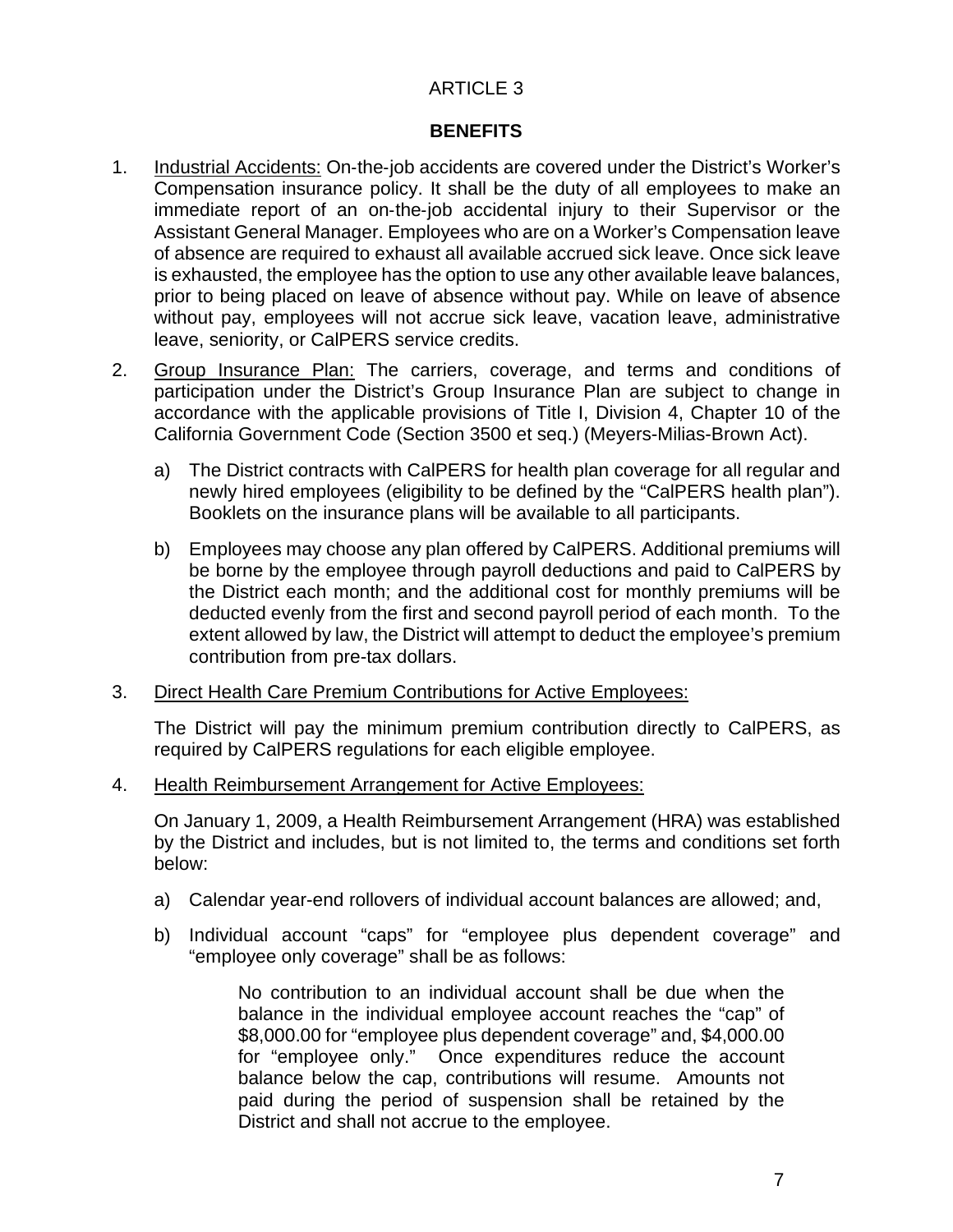ARTICLE 3

**BENEFITS**

1. Industrial Accidents: On-the-job accidents are covered under the District's Worker's Compensation insurance policy. It shall be the duty of all employees to make an immediate report of an on-the-job accidental injury to their Supervisor or the Assistant General Manager. Employees who are on a Worker's Compensation leave of absence are required to exhaust all available accrued sick leave. Once sick leave is exhausted, the employee has the option to use any other available leave balances, prior to being placed on leave of absence without pay. While on leave of absence without pay, employees will not accrue sick leave, vacation leave, administrative leave, seniority, or CalPERS service credits.

2. Group Insurance Plan: The carriers, coverage, and terms and conditions of participation under the District's Group Insurance Plan are subject to change in accordance with the applicable provisions of Title I, Division 4, Chapter 10 of the California Government Code (Section 3500 et seq.) (Meyers-Milias-Brown Act).

   a) The District contracts with CalPERS for health plan coverage for all regular and newly hired employees (eligibility to be defined by the "CalPERS health plan"). Booklets on the insurance plans will be available to all participants.

   b) Employees may choose any plan offered by CalPERS. Additional premiums will be borne by the employee through payroll deductions and paid to CalPERS by the District each month; and the additional cost for monthly premiums will be deducted evenly from the first and second payroll period of each month. To the extent allowed by law, the District will attempt to deduct the employee's premium contribution from pre-tax dollars.

3. Direct Health Care Premium Contributions for Active Employees:

   The District will pay the minimum premium contribution directly to CalPERS, as required by CalPERS regulations for each eligible employee.

4. Health Reimbursement Arrangement for Active Employees:

   On January 1, 2009, a Health Reimbursement Arrangement (HRA) was established by the District and includes, but is not limited to, the terms and conditions set forth below:

   a) Calendar year-end rollovers of individual account balances are allowed; and,

   b) Individual account "caps" for "employee plus dependent coverage" and "employee only coverage" shall be as follows:

      No contribution to an individual account shall be due when the balance in the individual employee account reaches the "cap" of $8,000.00 for "employee plus dependent coverage" and, $4,000.00 for "employee only." Once expenditures reduce the account balance below the cap, contributions will resume. Amounts not paid during the period of suspension shall be retained by the District and shall not accrue to the employee.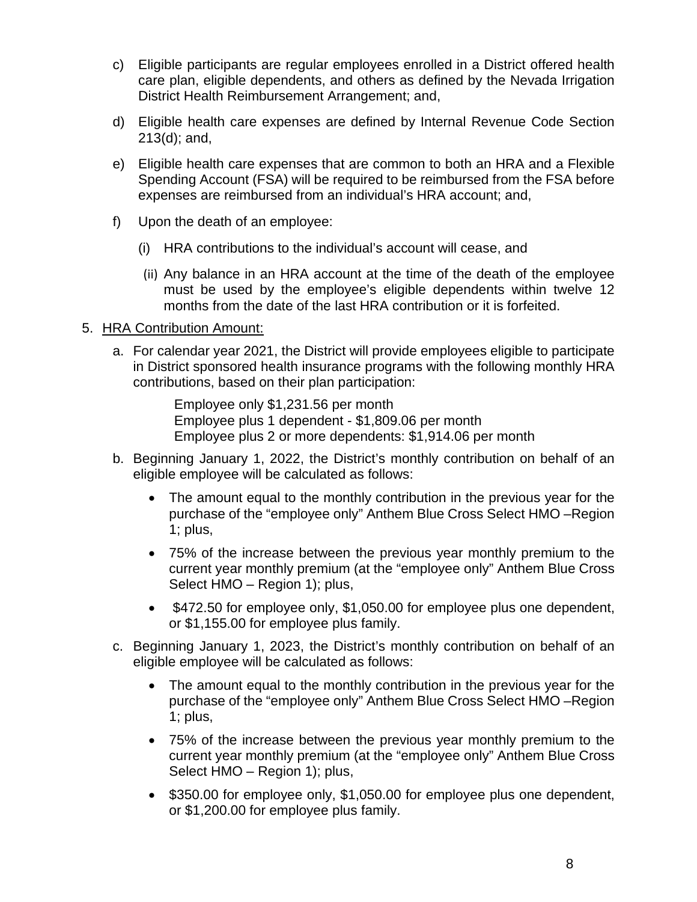c) Eligible participants are regular employees enrolled in a District offered health care plan, eligible dependents, and others as defined by the Nevada Irrigation District Health Reimbursement Arrangement; and,

d) Eligible health care expenses are defined by Internal Revenue Code Section 213(d); and,

e) Eligible health care expenses that are common to both an HRA and a Flexible Spending Account (FSA) will be required to be reimbursed from the FSA before expenses are reimbursed from an individual's HRA account; and,

f) Upon the death of an employee:

    (i) HRA contributions to the individual's account will cease, and

    (ii) Any balance in an HRA account at the time of the death of the employee must be used by the employee's eligible dependents within twelve 12 months from the date of the last HRA contribution or it is forfeited.

5. <u>HRA Contribution Amount:</u>

    a. For calendar year 2021, the District will provide employees eligible to participate in District sponsored health insurance programs with the following monthly HRA contributions, based on their plan participation:

        Employee only $1,231.56 per month
        Employee plus 1 dependent - $1,809.06 per month
        Employee plus 2 or more dependents: $1,914.06 per month

    b. Beginning January 1, 2022, the District's monthly contribution on behalf of an eligible employee will be calculated as follows:

        - The amount equal to the monthly contribution in the previous year for the purchase of the "employee only" Anthem Blue Cross Select HMO –Region 1; plus,
        - 75% of the increase between the previous year monthly premium to the current year monthly premium (at the "employee only" Anthem Blue Cross Select HMO – Region 1); plus,
        - $472.50 for employee only, $1,050.00 for employee plus one dependent, or $1,155.00 for employee plus family.

    c. Beginning January 1, 2023, the District's monthly contribution on behalf of an eligible employee will be calculated as follows:

        - The amount equal to the monthly contribution in the previous year for the purchase of the "employee only" Anthem Blue Cross Select HMO –Region 1; plus,
        - 75% of the increase between the previous year monthly premium to the current year monthly premium (at the "employee only" Anthem Blue Cross Select HMO – Region 1); plus,
        - $350.00 for employee only, $1,050.00 for employee plus one dependent, or $1,200.00 for employee plus family.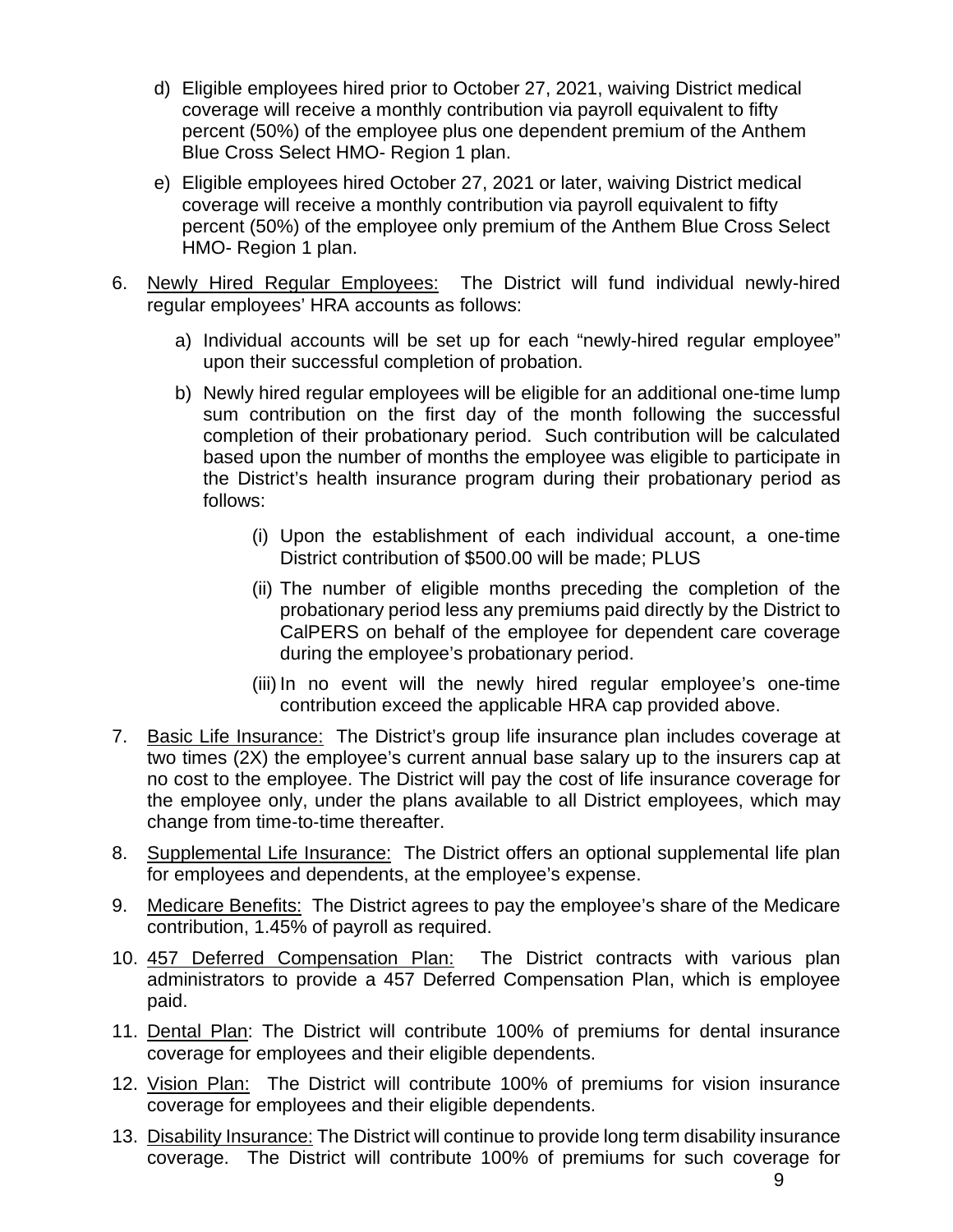d) Eligible employees hired prior to October 27, 2021, waiving District medical coverage will receive a monthly contribution via payroll equivalent to fifty percent (50%) of the employee plus one dependent premium of the Anthem Blue Cross Select HMO- Region 1 plan.

e) Eligible employees hired October 27, 2021 or later, waiving District medical coverage will receive a monthly contribution via payroll equivalent to fifty percent (50%) of the employee only premium of the Anthem Blue Cross Select HMO- Region 1 plan.

6. <u>Newly Hired Regular Employees:</u> The District will fund individual newly-hired regular employees' HRA accounts as follows:

   a) Individual accounts will be set up for each "newly-hired regular employee" upon their successful completion of probation.

   b) Newly hired regular employees will be eligible for an additional one-time lump sum contribution on the first day of the month following the successful completion of their probationary period. Such contribution will be calculated based upon the number of months the employee was eligible to participate in the District's health insurance program during their probationary period as follows:

      (i) Upon the establishment of each individual account, a one-time District contribution of $500.00 will be made; PLUS

      (ii) The number of eligible months preceding the completion of the probationary period less any premiums paid directly by the District to CalPERS on behalf of the employee for dependent care coverage during the employee's probationary period.

      (iii) In no event will the newly hired regular employee's one-time contribution exceed the applicable HRA cap provided above.

7. <u>Basic Life Insurance:</u> The District's group life insurance plan includes coverage at two times (2X) the employee's current annual base salary up to the insurers cap at no cost to the employee. The District will pay the cost of life insurance coverage for the employee only, under the plans available to all District employees, which may change from time-to-time thereafter.

8. <u>Supplemental Life Insurance:</u> The District offers an optional supplemental life plan for employees and dependents, at the employee's expense.

9. <u>Medicare Benefits:</u> The District agrees to pay the employee's share of the Medicare contribution, 1.45% of payroll as required.

10. <u>457 Deferred Compensation Plan:</u> The District contracts with various plan administrators to provide a 457 Deferred Compensation Plan, which is employee paid.

11. <u>Dental Plan</u>: The District will contribute 100% of premiums for dental insurance coverage for employees and their eligible dependents.

12. <u>Vision Plan:</u> The District will contribute 100% of premiums for vision insurance coverage for employees and their eligible dependents.

13. <u>Disability Insurance:</u> The District will continue to provide long term disability insurance coverage. The District will contribute 100% of premiums for such coverage for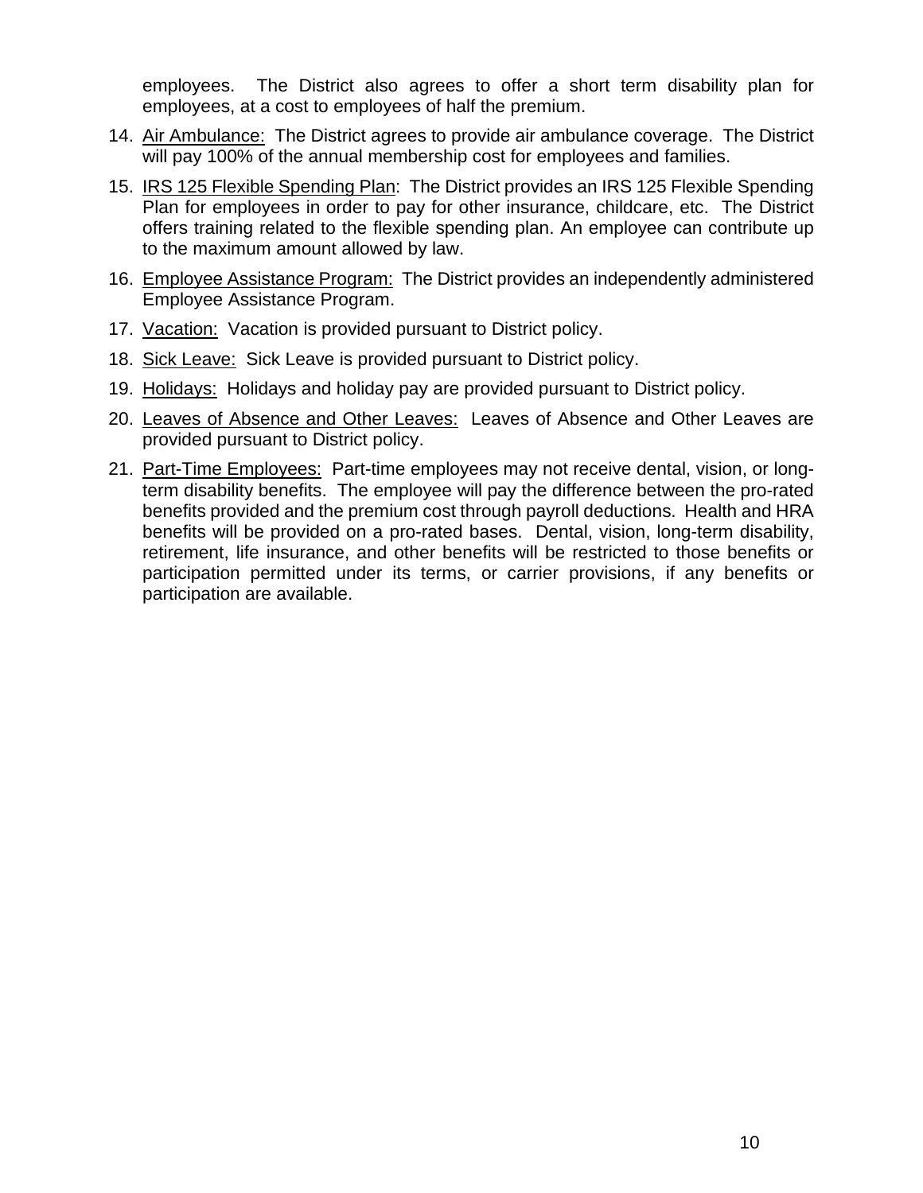employees. The District also agrees to offer a short term disability plan for employees, at a cost to employees of half the premium.

14. <u>Air Ambulance:</u> The District agrees to provide air ambulance coverage. The District will pay 100% of the annual membership cost for employees and families.

15. <u>IRS 125 Flexible Spending Plan</u>: The District provides an IRS 125 Flexible Spending Plan for employees in order to pay for other insurance, childcare, etc. The District offers training related to the flexible spending plan. An employee can contribute up to the maximum amount allowed by law.

16. <u>Employee Assistance Program:</u> The District provides an independently administered Employee Assistance Program.

17. <u>Vacation:</u> Vacation is provided pursuant to District policy.

18. <u>Sick Leave:</u> Sick Leave is provided pursuant to District policy.

19. <u>Holidays:</u> Holidays and holiday pay are provided pursuant to District policy.

20. <u>Leaves of Absence and Other Leaves:</u> Leaves of Absence and Other Leaves are provided pursuant to District policy.

21. <u>Part-Time Employees:</u> Part-time employees may not receive dental, vision, or long-term disability benefits. The employee will pay the difference between the pro-rated benefits provided and the premium cost through payroll deductions. Health and HRA benefits will be provided on a pro-rated bases. Dental, vision, long-term disability, retirement, life insurance, and other benefits will be restricted to those benefits or participation permitted under its terms, or carrier provisions, if any benefits or participation are available.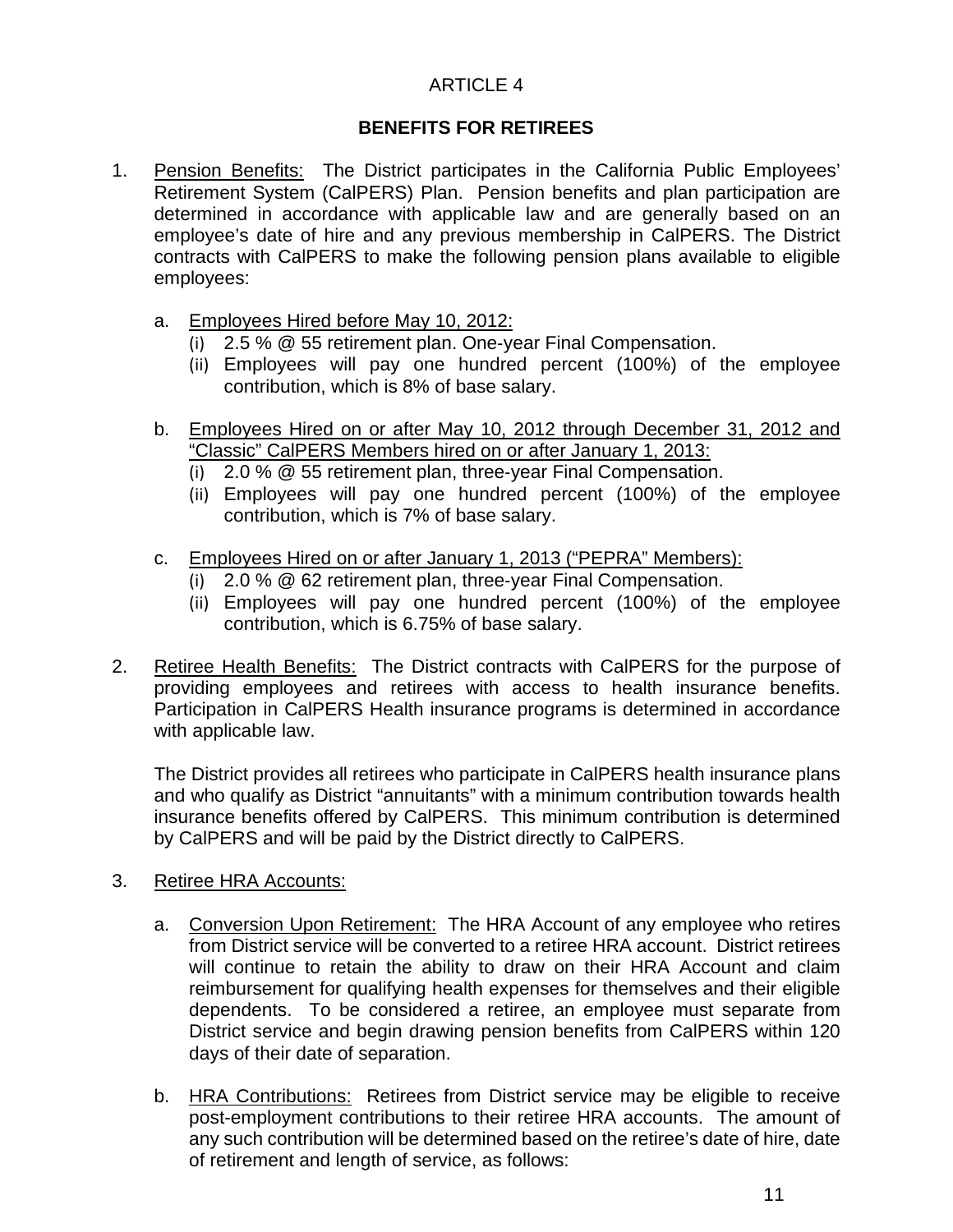# ARTICLE 4

## BENEFITS FOR RETIREES

1. Pension Benefits: The District participates in the California Public Employees' Retirement System (CalPERS) Plan. Pension benefits and plan participation are determined in accordance with applicable law and are generally based on an employee's date of hire and any previous membership in CalPERS. The District contracts with CalPERS to make the following pension plans available to eligible employees:

   a. Employees Hired before May 10, 2012:
      (i) 2.5 % @ 55 retirement plan. One-year Final Compensation.
      (ii) Employees will pay one hundred percent (100%) of the employee contribution, which is 8% of base salary.

   b. Employees Hired on or after May 10, 2012 through December 31, 2012 and "Classic" CalPERS Members hired on or after January 1, 2013:
      (i) 2.0 % @ 55 retirement plan, three-year Final Compensation.
      (ii) Employees will pay one hundred percent (100%) of the employee contribution, which is 7% of base salary.

   c. Employees Hired on or after January 1, 2013 ("PEPRA" Members):
      (i) 2.0 % @ 62 retirement plan, three-year Final Compensation.
      (ii) Employees will pay one hundred percent (100%) of the employee contribution, which is 6.75% of base salary.

2. Retiree Health Benefits: The District contracts with CalPERS for the purpose of providing employees and retirees with access to health insurance benefits. Participation in CalPERS Health insurance programs is determined in accordance with applicable law.

   The District provides all retirees who participate in CalPERS health insurance plans and who qualify as District "annuitants" with a minimum contribution towards health insurance benefits offered by CalPERS. This minimum contribution is determined by CalPERS and will be paid by the District directly to CalPERS.

3. Retiree HRA Accounts:

   a. Conversion Upon Retirement: The HRA Account of any employee who retires from District service will be converted to a retiree HRA account. District retirees will continue to retain the ability to draw on their HRA Account and claim reimbursement for qualifying health expenses for themselves and their eligible dependents. To be considered a retiree, an employee must separate from District service and begin drawing pension benefits from CalPERS within 120 days of their date of separation.

   b. HRA Contributions: Retirees from District service may be eligible to receive post-employment contributions to their retiree HRA accounts. The amount of any such contribution will be determined based on the retiree's date of hire, date of retirement and length of service, as follows: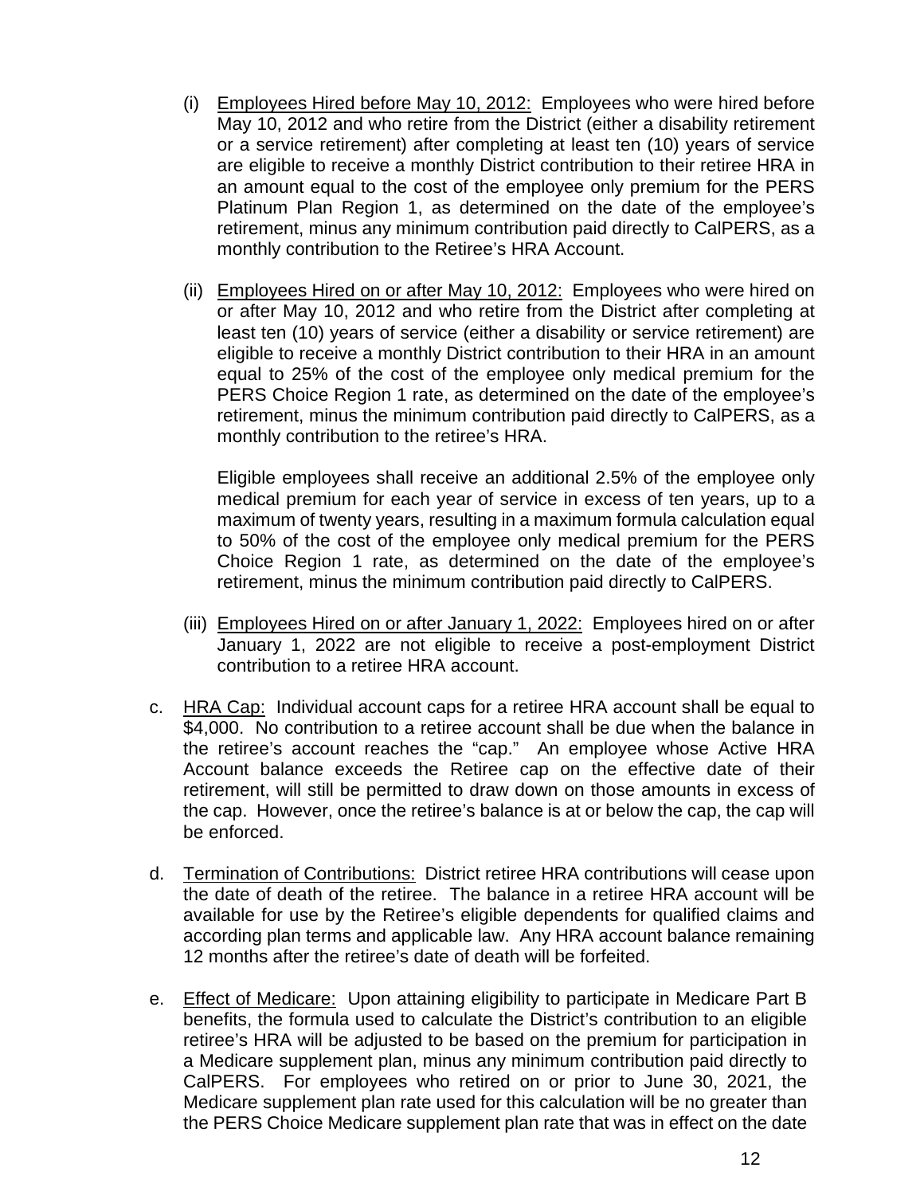(i) Employees Hired before May 10, 2012: Employees who were hired before May 10, 2012 and who retire from the District (either a disability retirement or a service retirement) after completing at least ten (10) years of service are eligible to receive a monthly District contribution to their retiree HRA in an amount equal to the cost of the employee only premium for the PERS Platinum Plan Region 1, as determined on the date of the employee's retirement, minus any minimum contribution paid directly to CalPERS, as a monthly contribution to the Retiree's HRA Account.

(ii) Employees Hired on or after May 10, 2012: Employees who were hired on or after May 10, 2012 and who retire from the District after completing at least ten (10) years of service (either a disability or service retirement) are eligible to receive a monthly District contribution to their HRA in an amount equal to 25% of the cost of the employee only medical premium for the PERS Choice Region 1 rate, as determined on the date of the employee's retirement, minus the minimum contribution paid directly to CalPERS, as a monthly contribution to the retiree's HRA.

Eligible employees shall receive an additional 2.5% of the employee only medical premium for each year of service in excess of ten years, up to a maximum of twenty years, resulting in a maximum formula calculation equal to 50% of the cost of the employee only medical premium for the PERS Choice Region 1 rate, as determined on the date of the employee's retirement, minus the minimum contribution paid directly to CalPERS.

(iii) Employees Hired on or after January 1, 2022: Employees hired on or after January 1, 2022 are not eligible to receive a post-employment District contribution to a retiree HRA account.

c. HRA Cap: Individual account caps for a retiree HRA account shall be equal to $4,000. No contribution to a retiree account shall be due when the balance in the retiree's account reaches the "cap." An employee whose Active HRA Account balance exceeds the Retiree cap on the effective date of their retirement, will still be permitted to draw down on those amounts in excess of the cap. However, once the retiree's balance is at or below the cap, the cap will be enforced.

d. Termination of Contributions: District retiree HRA contributions will cease upon the date of death of the retiree. The balance in a retiree HRA account will be available for use by the Retiree's eligible dependents for qualified claims and according plan terms and applicable law. Any HRA account balance remaining 12 months after the retiree's date of death will be forfeited.

e. Effect of Medicare: Upon attaining eligibility to participate in Medicare Part B benefits, the formula used to calculate the District's contribution to an eligible retiree's HRA will be adjusted to be based on the premium for participation in a Medicare supplement plan, minus any minimum contribution paid directly to CalPERS. For employees who retired on or prior to June 30, 2021, the Medicare supplement plan rate used for this calculation will be no greater than the PERS Choice Medicare supplement plan rate that was in effect on the date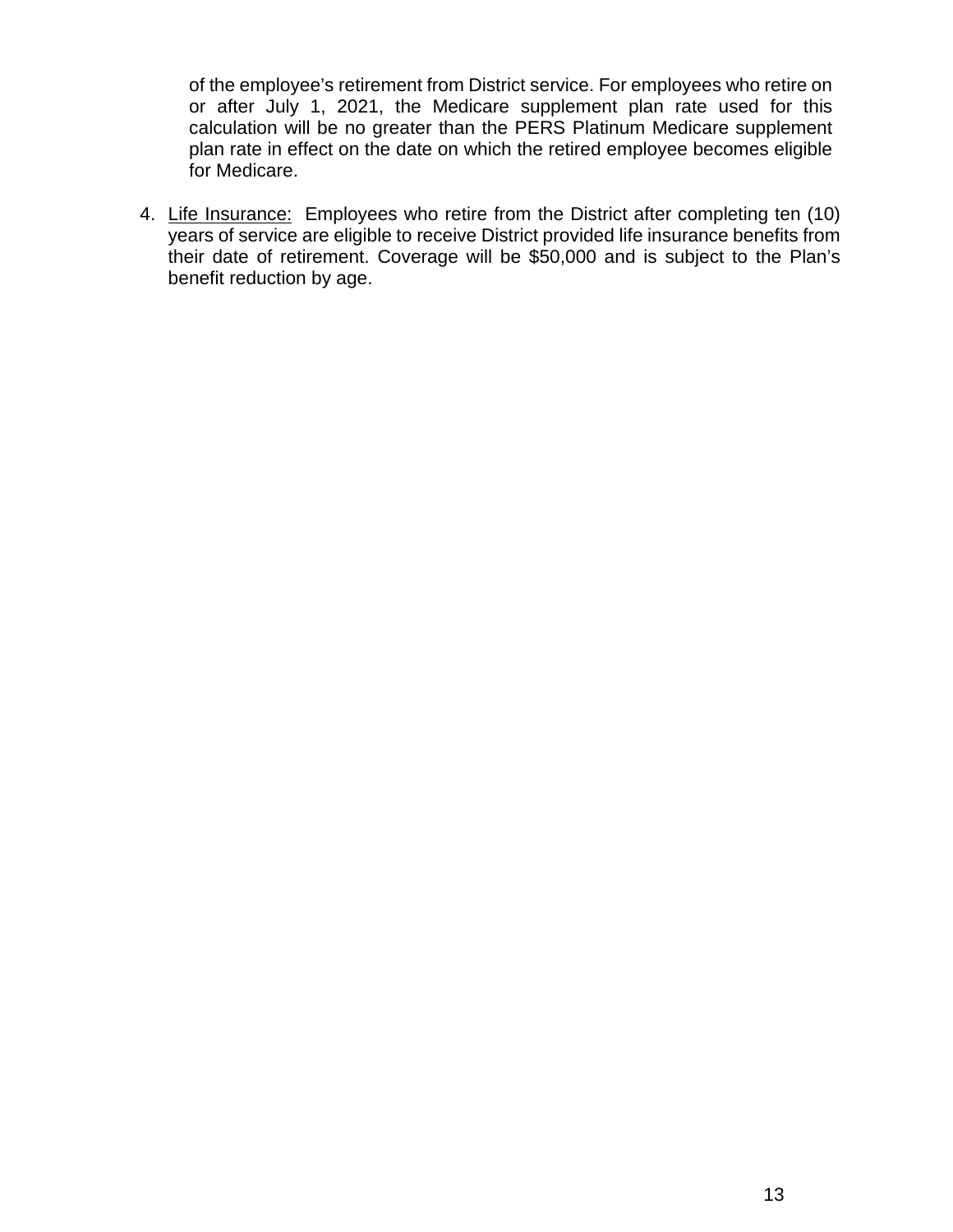of the employee's retirement from District service. For employees who retire on or after July 1, 2021, the Medicare supplement plan rate used for this calculation will be no greater than the PERS Platinum Medicare supplement plan rate in effect on the date on which the retired employee becomes eligible for Medicare.

4. <u>Life Insurance:</u> Employees who retire from the District after completing ten (10) years of service are eligible to receive District provided life insurance benefits from their date of retirement. Coverage will be $50,000 and is subject to the Plan's benefit reduction by age.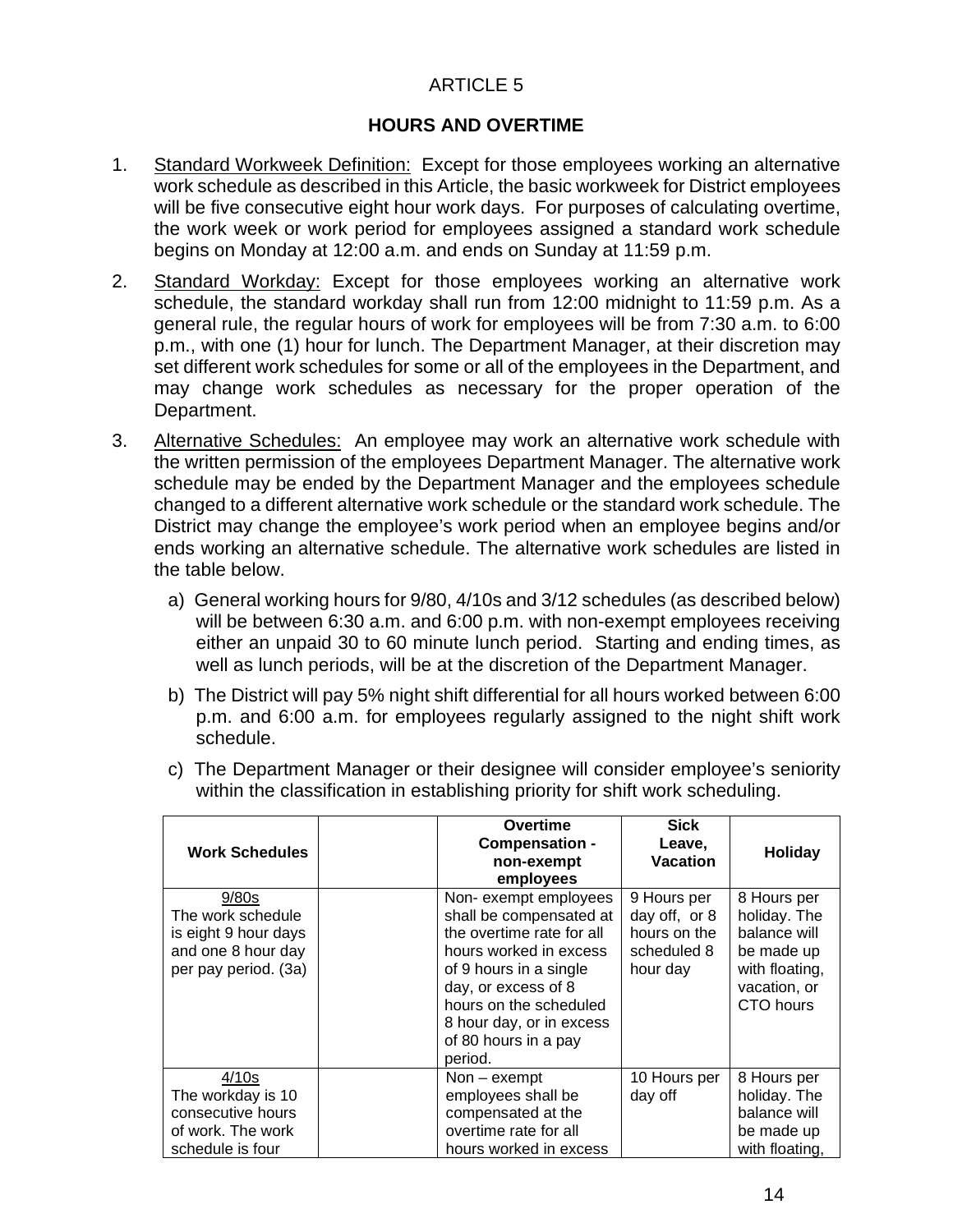ARTICLE 5

**HOURS AND OVERTIME**

1. Standard Workweek Definition: Except for those employees working an alternative work schedule as described in this Article, the basic workweek for District employees will be five consecutive eight hour work days. For purposes of calculating overtime, the work week or work period for employees assigned a standard work schedule begins on Monday at 12:00 a.m. and ends on Sunday at 11:59 p.m.

2. Standard Workday: Except for those employees working an alternative work schedule, the standard workday shall run from 12:00 midnight to 11:59 p.m. As a general rule, the regular hours of work for employees will be from 7:30 a.m. to 6:00 p.m., with one (1) hour for lunch. The Department Manager, at their discretion may set different work schedules for some or all of the employees in the Department, and may change work schedules as necessary for the proper operation of the Department.

3. Alternative Schedules: An employee may work an alternative work schedule with the written permission of the employees Department Manager. The alternative work schedule may be ended by the Department Manager and the employees schedule changed to a different alternative work schedule or the standard work schedule. The District may change the employee's work period when an employee begins and/or ends working an alternative schedule. The alternative work schedules are listed in the table below.

   a) General working hours for 9/80, 4/10s and 3/12 schedules (as described below) will be between 6:30 a.m. and 6:00 p.m. with non-exempt employees receiving either an unpaid 30 to 60 minute lunch period. Starting and ending times, as well as lunch periods, will be at the discretion of the Department Manager.

   b) The District will pay 5% night shift differential for all hours worked between 6:00 p.m. and 6:00 a.m. for employees regularly assigned to the night shift work schedule.

   c) The Department Manager or their designee will consider employee's seniority within the classification in establishing priority for shift work scheduling.

| Work Schedules | | Overtime Compensation - non-exempt employees | Sick Leave, Vacation | Holiday |
|---|---|---|---|---|
| 9/80s<br>The work schedule is eight 9 hour days and one 8 hour day per pay period. (3a) | | Non- exempt employees shall be compensated at the overtime rate for all hours worked in excess of 9 hours in a single day, or excess of 8 hours on the scheduled 8 hour day, or in excess of 80 hours in a pay period. | 9 Hours per day off, or 8 hours on the scheduled 8 hour day | 8 Hours per holiday. The balance will be made up with floating, vacation, or CTO hours |
| 4/10s<br>The workday is 10 consecutive hours of work. The work schedule is four | | Non – exempt employees shall be compensated at the overtime rate for all hours worked in excess | 10 Hours per day off | 8 Hours per holiday. The balance will be made up with floating, |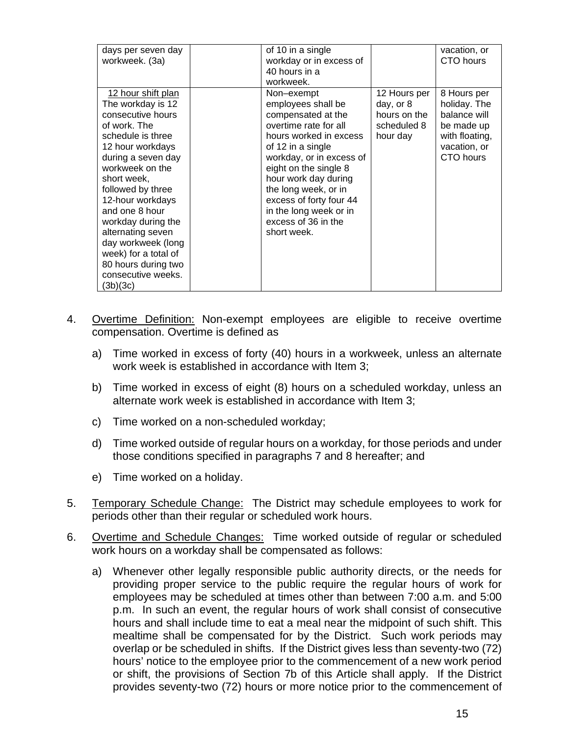| | | | | |
|---|---|---|---|---|
| days per seven day workweek. (3a) | | of 10 in a single workday or in excess of 40 hours in a workweek. | | vacation, or CTO hours |
| 12 hour shift plan The workday is 12 consecutive hours of work. The schedule is three 12 hour workdays during a seven day workweek on the short week, followed by three 12-hour workdays and one 8 hour workday during the alternating seven day workweek (long week) for a total of 80 hours during two consecutive weeks. (3b)(3c) | | Non–exempt employees shall be compensated at the overtime rate for all hours worked in excess of 12 in a single workday, or in excess of eight on the single 8 hour work day during the long week, or in excess of forty four 44 in the long week or in excess of 36 in the short week. | 12 Hours per day, or 8 hours on the scheduled 8 hour day | 8 Hours per holiday. The balance will be made up with floating, vacation, or CTO hours |

4. Overtime Definition: Non-exempt employees are eligible to receive overtime compensation. Overtime is defined as

   a) Time worked in excess of forty (40) hours in a workweek, unless an alternate work week is established in accordance with Item 3;

   b) Time worked in excess of eight (8) hours on a scheduled workday, unless an alternate work week is established in accordance with Item 3;

   c) Time worked on a non-scheduled workday;

   d) Time worked outside of regular hours on a workday, for those periods and under those conditions specified in paragraphs 7 and 8 hereafter; and

   e) Time worked on a holiday.

5. Temporary Schedule Change: The District may schedule employees to work for periods other than their regular or scheduled work hours.

6. Overtime and Schedule Changes: Time worked outside of regular or scheduled work hours on a workday shall be compensated as follows:

   a) Whenever other legally responsible public authority directs, or the needs for providing proper service to the public require the regular hours of work for employees may be scheduled at times other than between 7:00 a.m. and 5:00 p.m. In such an event, the regular hours of work shall consist of consecutive hours and shall include time to eat a meal near the midpoint of such shift. This mealtime shall be compensated for by the District. Such work periods may overlap or be scheduled in shifts. If the District gives less than seventy-two (72) hours' notice to the employee prior to the commencement of a new work period or shift, the provisions of Section 7b of this Article shall apply. If the District provides seventy-two (72) hours or more notice prior to the commencement of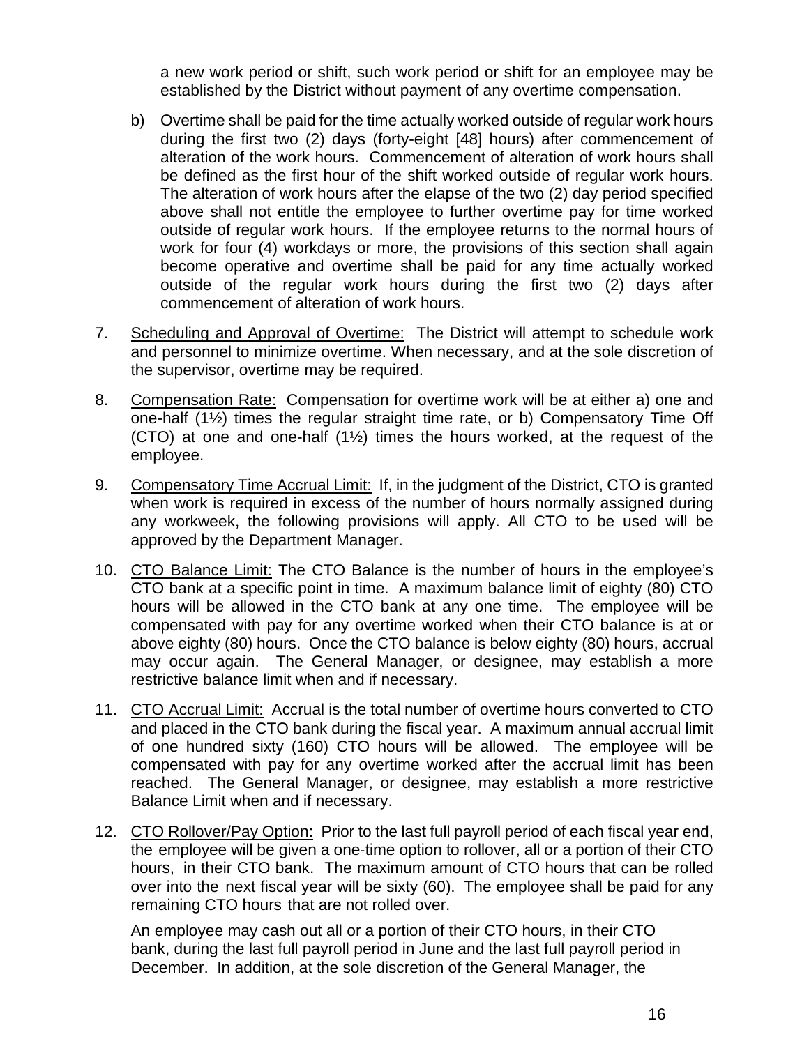a new work period or shift, such work period or shift for an employee may be established by the District without payment of any overtime compensation.

b) Overtime shall be paid for the time actually worked outside of regular work hours during the first two (2) days (forty-eight [48] hours) after commencement of alteration of the work hours. Commencement of alteration of work hours shall be defined as the first hour of the shift worked outside of regular work hours. The alteration of work hours after the elapse of the two (2) day period specified above shall not entitle the employee to further overtime pay for time worked outside of regular work hours. If the employee returns to the normal hours of work for four (4) workdays or more, the provisions of this section shall again become operative and overtime shall be paid for any time actually worked outside of the regular work hours during the first two (2) days after commencement of alteration of work hours.

7. Scheduling and Approval of Overtime: The District will attempt to schedule work and personnel to minimize overtime. When necessary, and at the sole discretion of the supervisor, overtime may be required.

8. Compensation Rate: Compensation for overtime work will be at either a) one and one-half (1½) times the regular straight time rate, or b) Compensatory Time Off (CTO) at one and one-half (1½) times the hours worked, at the request of the employee.

9. Compensatory Time Accrual Limit: If, in the judgment of the District, CTO is granted when work is required in excess of the number of hours normally assigned during any workweek, the following provisions will apply. All CTO to be used will be approved by the Department Manager.

10. CTO Balance Limit: The CTO Balance is the number of hours in the employee's CTO bank at a specific point in time. A maximum balance limit of eighty (80) CTO hours will be allowed in the CTO bank at any one time. The employee will be compensated with pay for any overtime worked when their CTO balance is at or above eighty (80) hours. Once the CTO balance is below eighty (80) hours, accrual may occur again. The General Manager, or designee, may establish a more restrictive balance limit when and if necessary.

11. CTO Accrual Limit: Accrual is the total number of overtime hours converted to CTO and placed in the CTO bank during the fiscal year. A maximum annual accrual limit of one hundred sixty (160) CTO hours will be allowed. The employee will be compensated with pay for any overtime worked after the accrual limit has been reached. The General Manager, or designee, may establish a more restrictive Balance Limit when and if necessary.

12. CTO Rollover/Pay Option: Prior to the last full payroll period of each fiscal year end, the employee will be given a one-time option to rollover, all or a portion of their CTO hours, in their CTO bank. The maximum amount of CTO hours that can be rolled over into the next fiscal year will be sixty (60). The employee shall be paid for any remaining CTO hours that are not rolled over.

    An employee may cash out all or a portion of their CTO hours, in their CTO bank, during the last full payroll period in June and the last full payroll period in December. In addition, at the sole discretion of the General Manager, the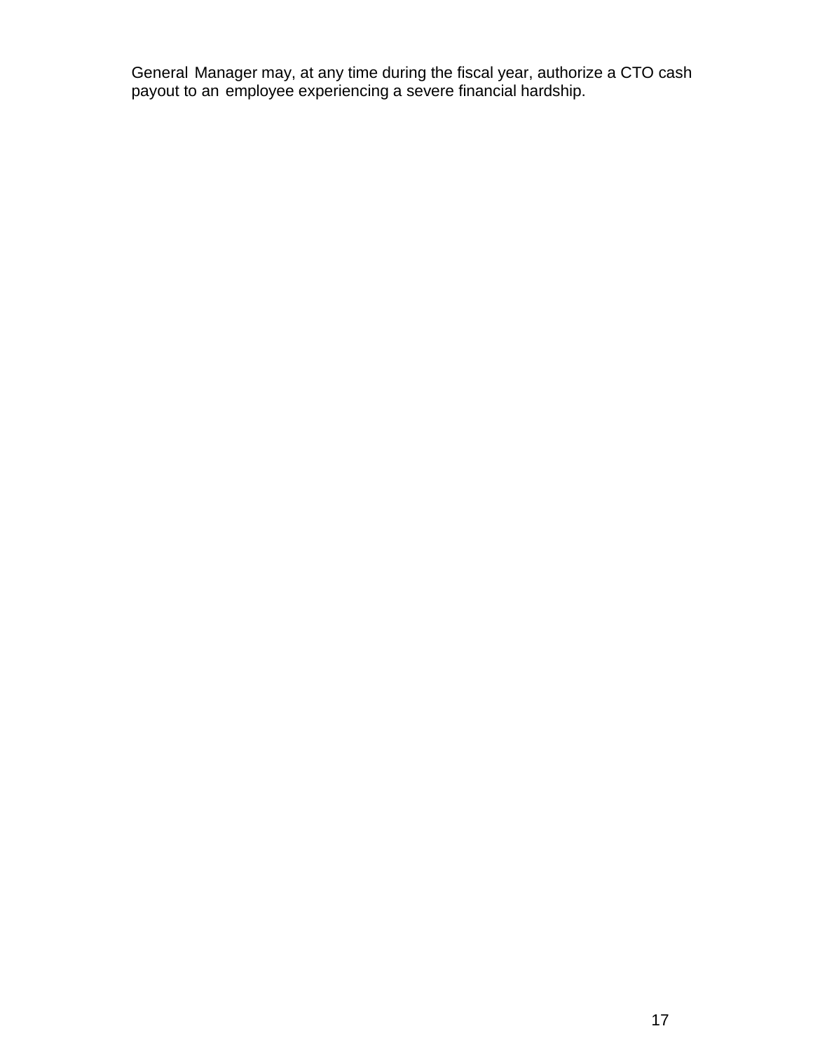General Manager may, at any time during the fiscal year, authorize a CTO cash payout to an employee experiencing a severe financial hardship.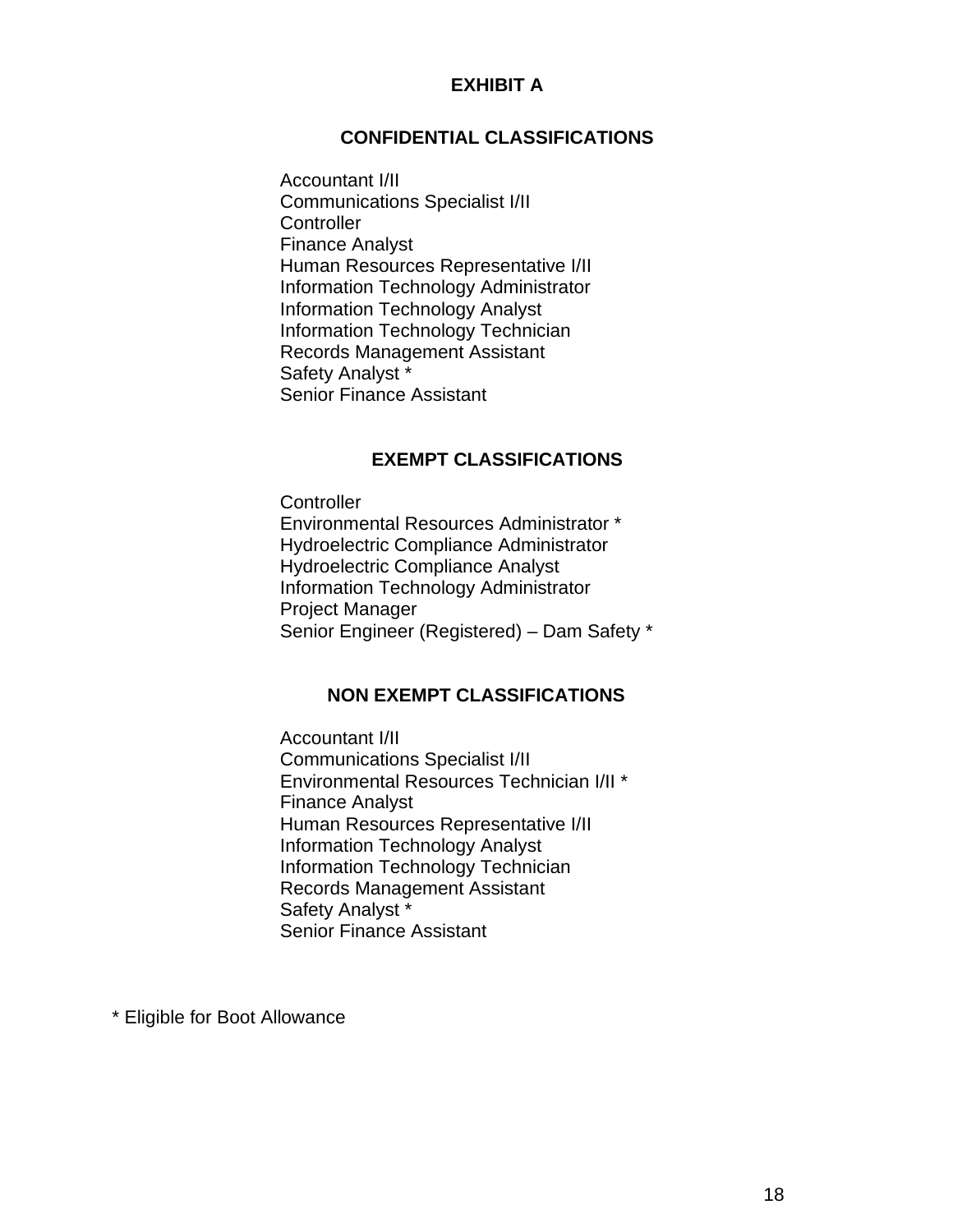# EXHIBIT A

## CONFIDENTIAL CLASSIFICATIONS

Accountant I/II
Communications Specialist I/II
Controller
Finance Analyst
Human Resources Representative I/II
Information Technology Administrator
Information Technology Analyst
Information Technology Technician
Records Management Assistant
Safety Analyst *
Senior Finance Assistant

## EXEMPT CLASSIFICATIONS

Controller
Environmental Resources Administrator *
Hydroelectric Compliance Administrator
Hydroelectric Compliance Analyst
Information Technology Administrator
Project Manager
Senior Engineer (Registered) – Dam Safety *

## NON EXEMPT CLASSIFICATIONS

Accountant I/II
Communications Specialist I/II
Environmental Resources Technician I/II *
Finance Analyst
Human Resources Representative I/II
Information Technology Analyst
Information Technology Technician
Records Management Assistant
Safety Analyst *
Senior Finance Assistant

* Eligible for Boot Allowance